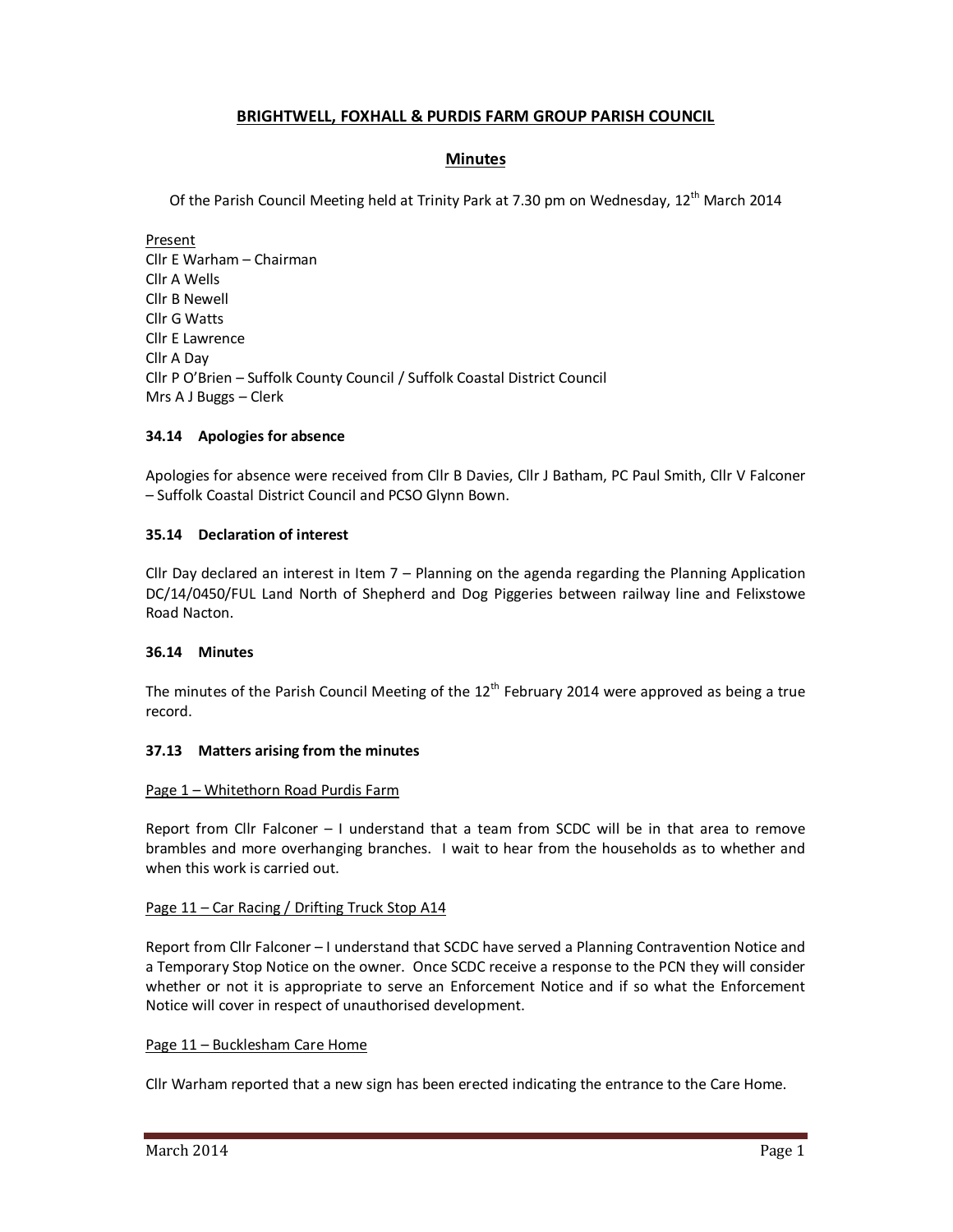# BRIGHTWELL, FOXHALL & PURDIS FARM GROUP PARISH COUNCIL

## Minutes

Of the Parish Council Meeting held at Trinity Park at 7.30 pm on Wednesday, 12th March 2014

Present
Cllr E Warham – Chairman
Cllr A Wells
Cllr B Newell
Cllr G Watts
Cllr E Lawrence
Cllr A Day
Cllr P O'Brien – Suffolk County Council / Suffolk Coastal District Council
Mrs A J Buggs – Clerk

### 34.14 Apologies for absence

Apologies for absence were received from Cllr B Davies, Cllr J Batham, PC Paul Smith, Cllr V Falconer – Suffolk Coastal District Council and PCSO Glynn Bown.

### 35.14 Declaration of interest

Cllr Day declared an interest in Item 7 – Planning on the agenda regarding the Planning Application DC/14/0450/FUL Land North of Shepherd and Dog Piggeries between railway line and Felixstowe Road Nacton.

### 36.14 Minutes

The minutes of the Parish Council Meeting of the 12th February 2014 were approved as being a true record.

### 37.13 Matters arising from the minutes

Page 1 – Whitethorn Road Purdis Farm

Report from Cllr Falconer – I understand that a team from SCDC will be in that area to remove brambles and more overhanging branches. I wait to hear from the households as to whether and when this work is carried out.

Page 11 – Car Racing / Drifting Truck Stop A14

Report from Cllr Falconer – I understand that SCDC have served a Planning Contravention Notice and a Temporary Stop Notice on the owner. Once SCDC receive a response to the PCN they will consider whether or not it is appropriate to serve an Enforcement Notice and if so what the Enforcement Notice will cover in respect of unauthorised development.

Page 11 – Bucklesham Care Home

Cllr Warham reported that a new sign has been erected indicating the entrance to the Care Home.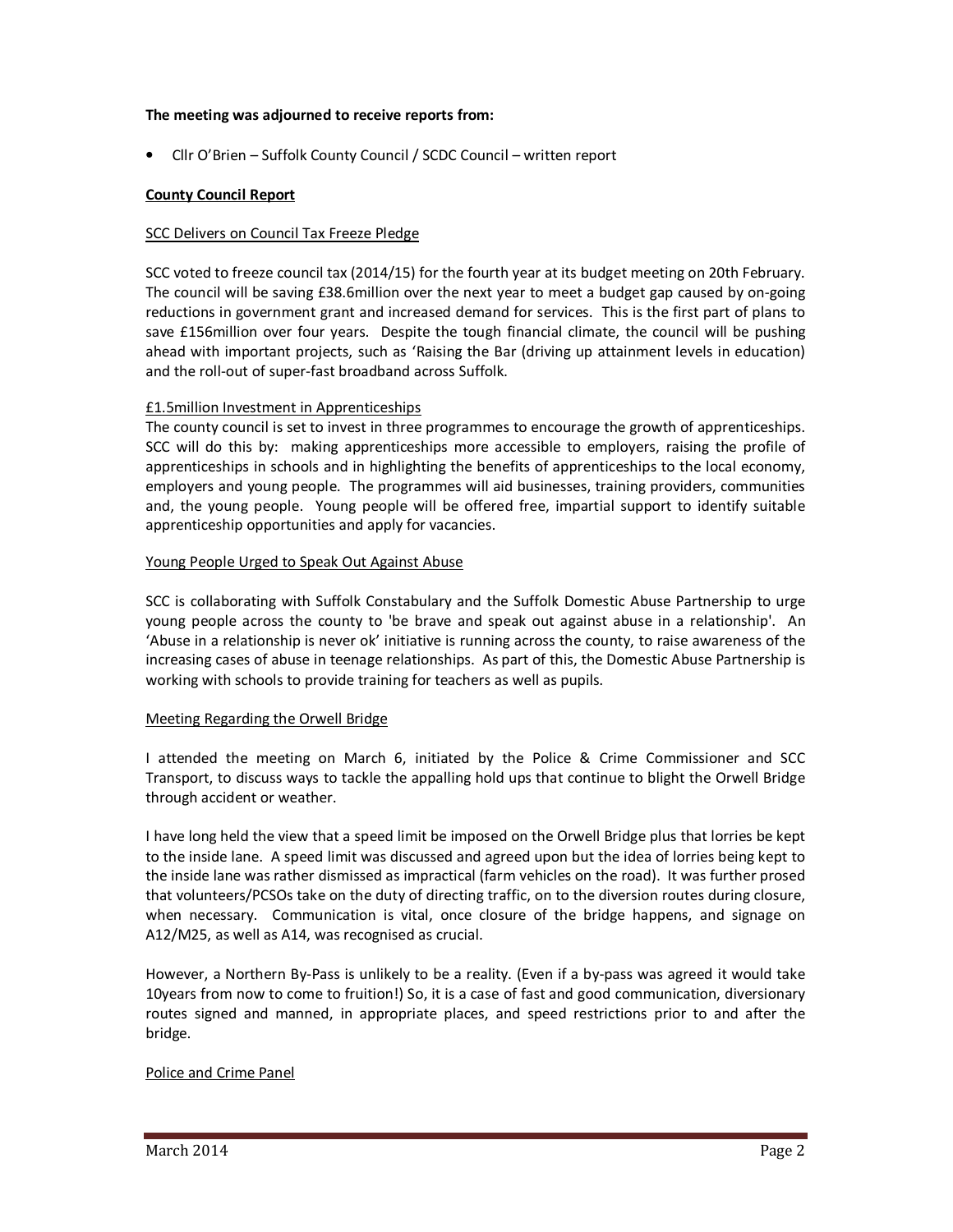**The meeting was adjourned to receive reports from:**

- Cllr O'Brien – Suffolk County Council / SCDC Council – written report

**County Council Report**

SCC Delivers on Council Tax Freeze Pledge

SCC voted to freeze council tax (2014/15) for the fourth year at its budget meeting on 20th February. The council will be saving £38.6million over the next year to meet a budget gap caused by on-going reductions in government grant and increased demand for services. This is the first part of plans to save £156million over four years. Despite the tough financial climate, the council will be pushing ahead with important projects, such as 'Raising the Bar (driving up attainment levels in education) and the roll-out of super-fast broadband across Suffolk.

£1.5million Investment in Apprenticeships

The county council is set to invest in three programmes to encourage the growth of apprenticeships. SCC will do this by: making apprenticeships more accessible to employers, raising the profile of apprenticeships in schools and in highlighting the benefits of apprenticeships to the local economy, employers and young people. The programmes will aid businesses, training providers, communities and, the young people. Young people will be offered free, impartial support to identify suitable apprenticeship opportunities and apply for vacancies.

Young People Urged to Speak Out Against Abuse

SCC is collaborating with Suffolk Constabulary and the Suffolk Domestic Abuse Partnership to urge young people across the county to 'be brave and speak out against abuse in a relationship'. An 'Abuse in a relationship is never ok' initiative is running across the county, to raise awareness of the increasing cases of abuse in teenage relationships. As part of this, the Domestic Abuse Partnership is working with schools to provide training for teachers as well as pupils.

Meeting Regarding the Orwell Bridge

I attended the meeting on March 6, initiated by the Police & Crime Commissioner and SCC Transport, to discuss ways to tackle the appalling hold ups that continue to blight the Orwell Bridge through accident or weather.

I have long held the view that a speed limit be imposed on the Orwell Bridge plus that lorries be kept to the inside lane. A speed limit was discussed and agreed upon but the idea of lorries being kept to the inside lane was rather dismissed as impractical (farm vehicles on the road). It was further prosed that volunteers/PCSOs take on the duty of directing traffic, on to the diversion routes during closure, when necessary. Communication is vital, once closure of the bridge happens, and signage on A12/M25, as well as A14, was recognised as crucial.

However, a Northern By-Pass is unlikely to be a reality. (Even if a by-pass was agreed it would take 10years from now to come to fruition!) So, it is a case of fast and good communication, diversionary routes signed and manned, in appropriate places, and speed restrictions prior to and after the bridge.

Police and Crime Panel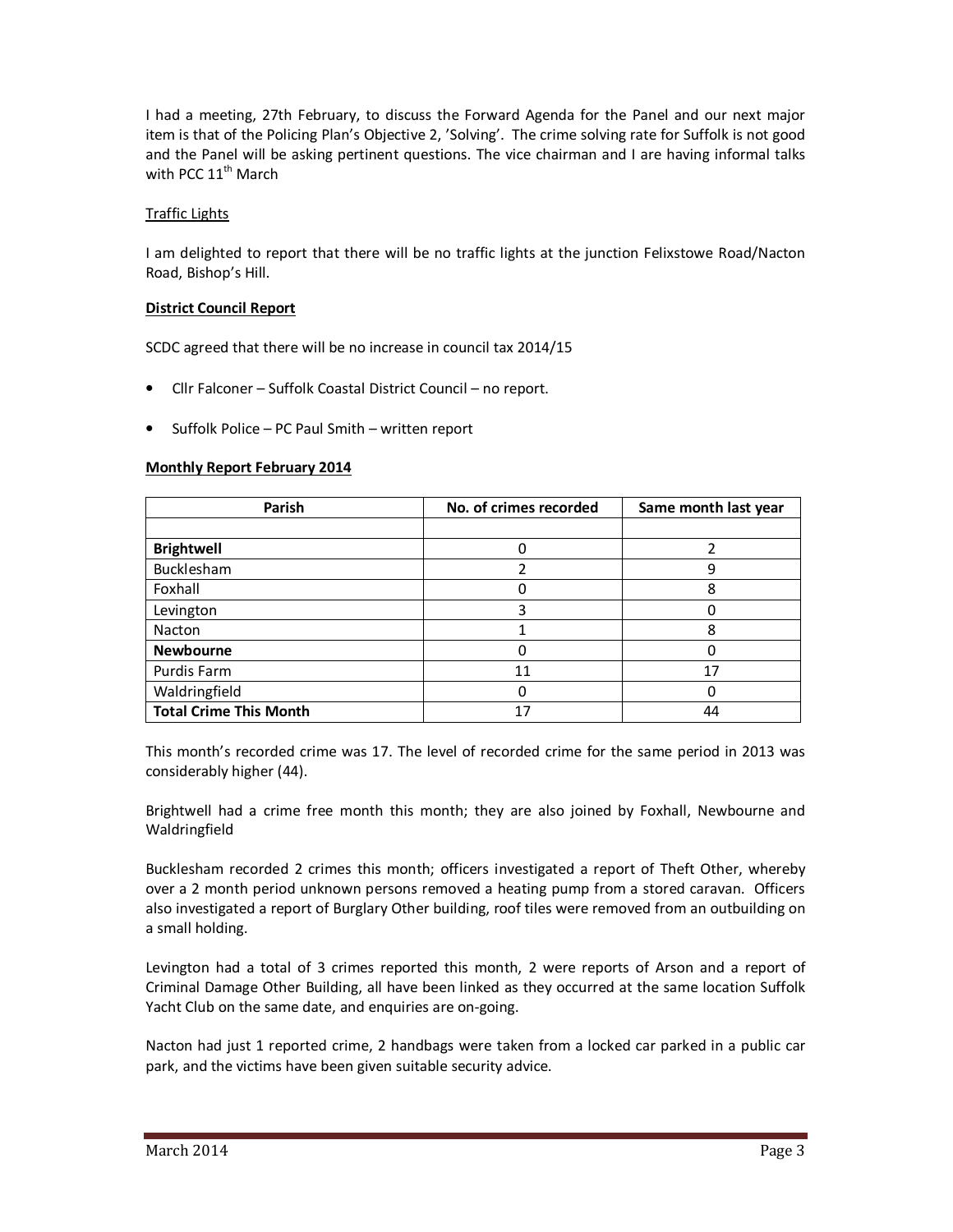I had a meeting, 27th February, to discuss the Forward Agenda for the Panel and our next major item is that of the Policing Plan's Objective 2, 'Solving'. The crime solving rate for Suffolk is not good and the Panel will be asking pertinent questions. The vice chairman and I are having informal talks with PCC 11th March

Traffic Lights

I am delighted to report that there will be no traffic lights at the junction Felixstowe Road/Nacton Road, Bishop's Hill.

**District Council Report**

SCDC agreed that there will be no increase in council tax 2014/15

- Cllr Falconer – Suffolk Coastal District Council – no report.
- Suffolk Police – PC Paul Smith – written report

**Monthly Report February 2014**

| Parish | No. of crimes recorded | Same month last year |
|---|---|---|
| | | |
| **Brightwell** | 0 | 2 |
| Bucklesham | 2 | 9 |
| Foxhall | 0 | 8 |
| Levington | 3 | 0 |
| Nacton | 1 | 8 |
| **Newbourne** | 0 | 0 |
| Purdis Farm | 11 | 17 |
| Waldringfield | 0 | 0 |
| **Total Crime This Month** | 17 | 44 |

This month's recorded crime was 17. The level of recorded crime for the same period in 2013 was considerably higher (44).

Brightwell had a crime free month this month; they are also joined by Foxhall, Newbourne and Waldringfield

Bucklesham recorded 2 crimes this month; officers investigated a report of Theft Other, whereby over a 2 month period unknown persons removed a heating pump from a stored caravan. Officers also investigated a report of Burglary Other building, roof tiles were removed from an outbuilding on a small holding.

Levington had a total of 3 crimes reported this month, 2 were reports of Arson and a report of Criminal Damage Other Building, all have been linked as they occurred at the same location Suffolk Yacht Club on the same date, and enquiries are on-going.

Nacton had just 1 reported crime, 2 handbags were taken from a locked car parked in a public car park, and the victims have been given suitable security advice.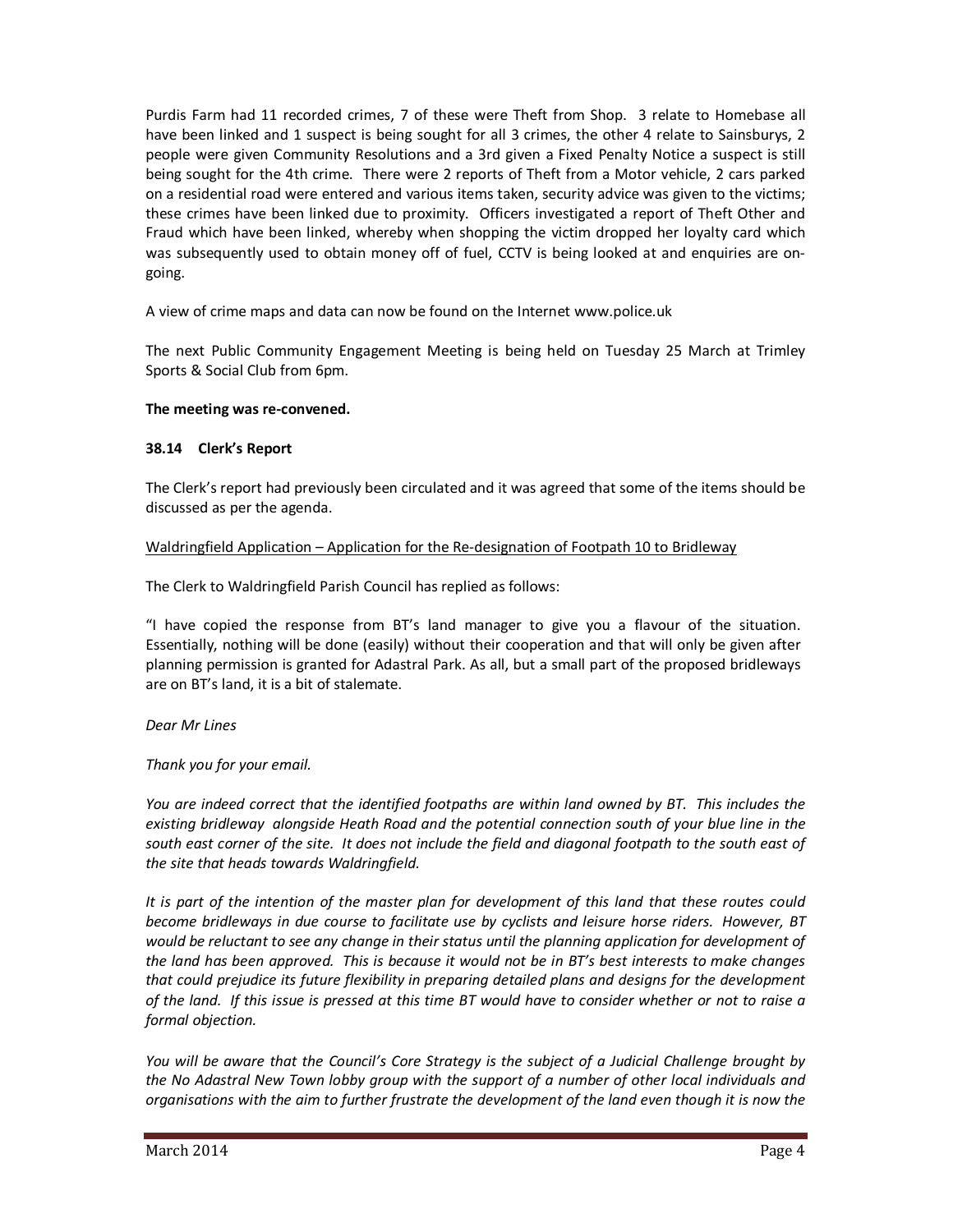Purdis Farm had 11 recorded crimes, 7 of these were Theft from Shop. 3 relate to Homebase all have been linked and 1 suspect is being sought for all 3 crimes, the other 4 relate to Sainsburys, 2 people were given Community Resolutions and a 3rd given a Fixed Penalty Notice a suspect is still being sought for the 4th crime. There were 2 reports of Theft from a Motor vehicle, 2 cars parked on a residential road were entered and various items taken, security advice was given to the victims; these crimes have been linked due to proximity. Officers investigated a report of Theft Other and Fraud which have been linked, whereby when shopping the victim dropped her loyalty card which was subsequently used to obtain money off of fuel, CCTV is being looked at and enquiries are on-going.

A view of crime maps and data can now be found on the Internet www.police.uk

The next Public Community Engagement Meeting is being held on Tuesday 25 March at Trimley Sports & Social Club from 6pm.

**The meeting was re-convened.**

**38.14 Clerk's Report**

The Clerk's report had previously been circulated and it was agreed that some of the items should be discussed as per the agenda.

Waldringfield Application – Application for the Re-designation of Footpath 10 to Bridleway

The Clerk to Waldringfield Parish Council has replied as follows:

"I have copied the response from BT's land manager to give you a flavour of the situation. Essentially, nothing will be done (easily) without their cooperation and that will only be given after planning permission is granted for Adastral Park. As all, but a small part of the proposed bridleways are on BT's land, it is a bit of stalemate.

*Dear Mr Lines*

*Thank you for your email.*

*You are indeed correct that the identified footpaths are within land owned by BT. This includes the existing bridleway alongside Heath Road and the potential connection south of your blue line in the south east corner of the site. It does not include the field and diagonal footpath to the south east of the site that heads towards Waldringfield.*

*It is part of the intention of the master plan for development of this land that these routes could become bridleways in due course to facilitate use by cyclists and leisure horse riders. However, BT would be reluctant to see any change in their status until the planning application for development of the land has been approved. This is because it would not be in BT's best interests to make changes that could prejudice its future flexibility in preparing detailed plans and designs for the development of the land. If this issue is pressed at this time BT would have to consider whether or not to raise a formal objection.*

*You will be aware that the Council's Core Strategy is the subject of a Judicial Challenge brought by the No Adastral New Town lobby group with the support of a number of other local individuals and organisations with the aim to further frustrate the development of the land even though it is now the*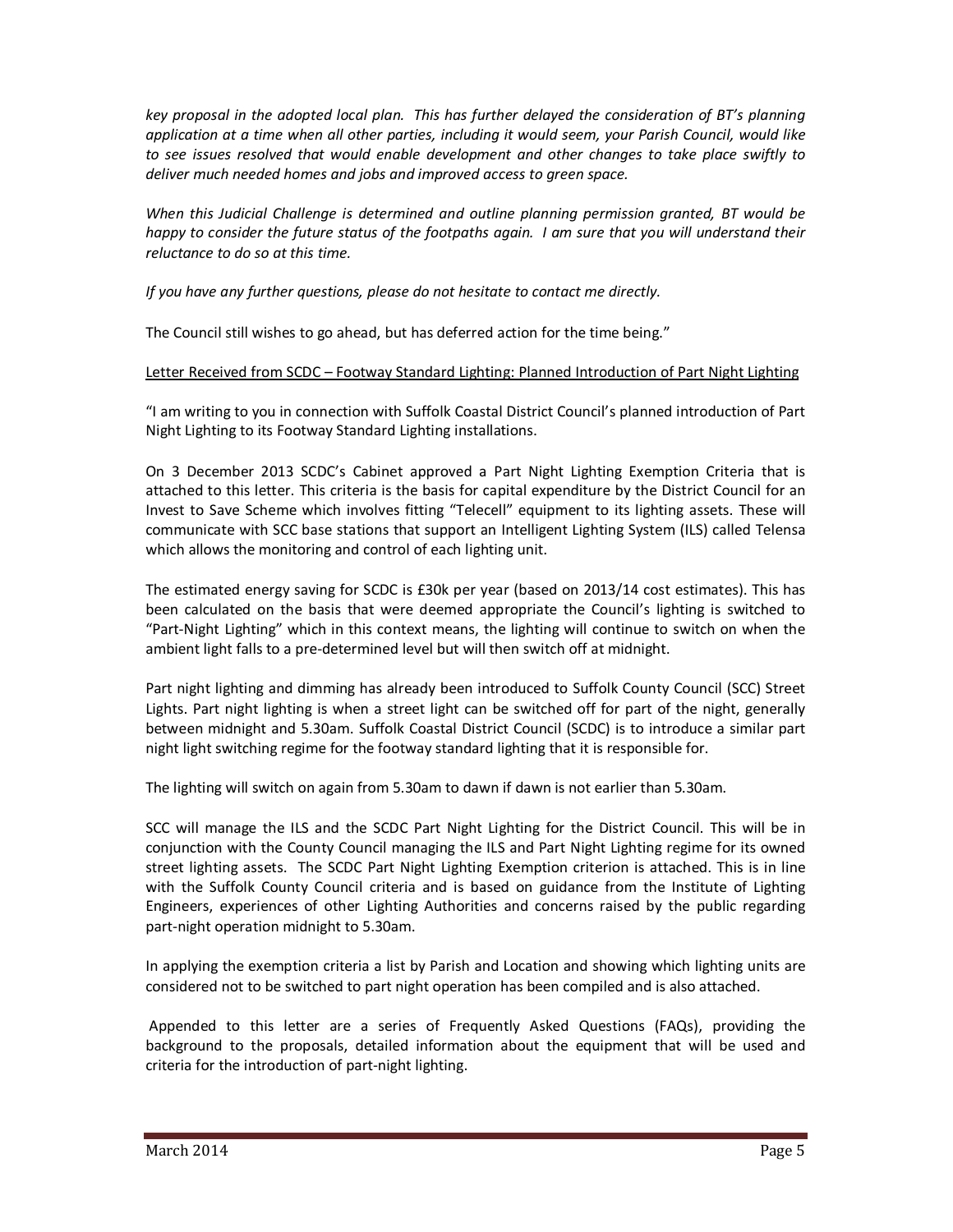*key proposal in the adopted local plan. This has further delayed the consideration of BT's planning application at a time when all other parties, including it would seem, your Parish Council, would like to see issues resolved that would enable development and other changes to take place swiftly to deliver much needed homes and jobs and improved access to green space.*

*When this Judicial Challenge is determined and outline planning permission granted, BT would be happy to consider the future status of the footpaths again. I am sure that you will understand their reluctance to do so at this time.*

*If you have any further questions, please do not hesitate to contact me directly.*

The Council still wishes to go ahead, but has deferred action for the time being."

<u>Letter Received from SCDC – Footway Standard Lighting: Planned Introduction of Part Night Lighting</u>

"I am writing to you in connection with Suffolk Coastal District Council's planned introduction of Part Night Lighting to its Footway Standard Lighting installations.

On 3 December 2013 SCDC's Cabinet approved a Part Night Lighting Exemption Criteria that is attached to this letter. This criteria is the basis for capital expenditure by the District Council for an Invest to Save Scheme which involves fitting "Telecell" equipment to its lighting assets. These will communicate with SCC base stations that support an Intelligent Lighting System (ILS) called Telensa which allows the monitoring and control of each lighting unit.

The estimated energy saving for SCDC is £30k per year (based on 2013/14 cost estimates). This has been calculated on the basis that were deemed appropriate the Council's lighting is switched to "Part-Night Lighting" which in this context means, the lighting will continue to switch on when the ambient light falls to a pre-determined level but will then switch off at midnight.

Part night lighting and dimming has already been introduced to Suffolk County Council (SCC) Street Lights. Part night lighting is when a street light can be switched off for part of the night, generally between midnight and 5.30am. Suffolk Coastal District Council (SCDC) is to introduce a similar part night light switching regime for the footway standard lighting that it is responsible for.

The lighting will switch on again from 5.30am to dawn if dawn is not earlier than 5.30am.

SCC will manage the ILS and the SCDC Part Night Lighting for the District Council. This will be in conjunction with the County Council managing the ILS and Part Night Lighting regime for its owned street lighting assets. The SCDC Part Night Lighting Exemption criterion is attached. This is in line with the Suffolk County Council criteria and is based on guidance from the Institute of Lighting Engineers, experiences of other Lighting Authorities and concerns raised by the public regarding part-night operation midnight to 5.30am.

In applying the exemption criteria a list by Parish and Location and showing which lighting units are considered not to be switched to part night operation has been compiled and is also attached.

Appended to this letter are a series of Frequently Asked Questions (FAQs), providing the background to the proposals, detailed information about the equipment that will be used and criteria for the introduction of part-night lighting.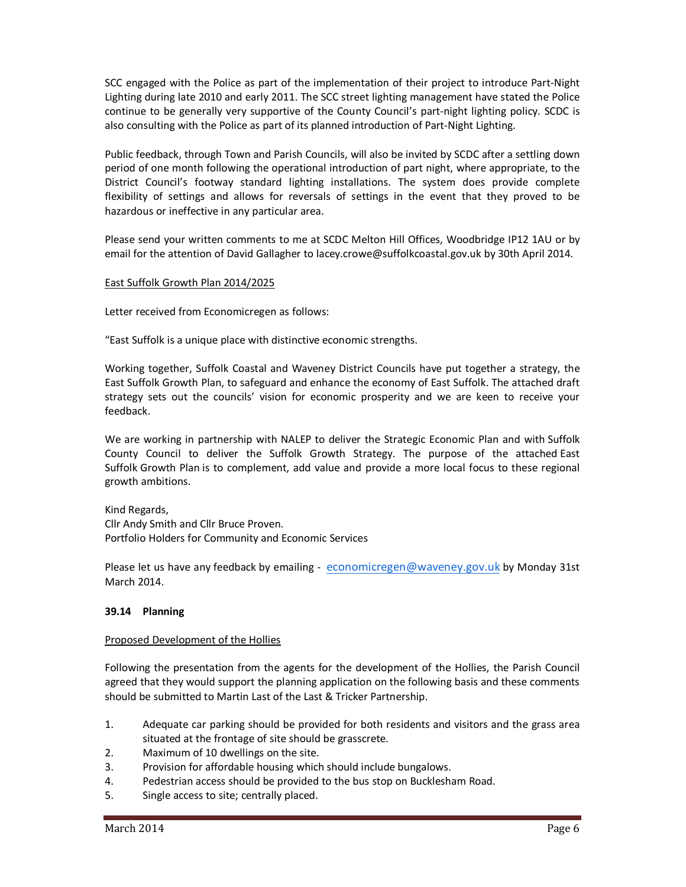SCC engaged with the Police as part of the implementation of their project to introduce Part-Night Lighting during late 2010 and early 2011. The SCC street lighting management have stated the Police continue to be generally very supportive of the County Council's part-night lighting policy. SCDC is also consulting with the Police as part of its planned introduction of Part-Night Lighting.

Public feedback, through Town and Parish Councils, will also be invited by SCDC after a settling down period of one month following the operational introduction of part night, where appropriate, to the District Council's footway standard lighting installations. The system does provide complete flexibility of settings and allows for reversals of settings in the event that they proved to be hazardous or ineffective in any particular area.

Please send your written comments to me at SCDC Melton Hill Offices, Woodbridge IP12 1AU or by email for the attention of David Gallagher to lacey.crowe@suffolkcoastal.gov.uk by 30th April 2014.

East Suffolk Growth Plan 2014/2025

Letter received from Economicregen as follows:

"East Suffolk is a unique place with distinctive economic strengths.

Working together, Suffolk Coastal and Waveney District Councils have put together a strategy, the East Suffolk Growth Plan, to safeguard and enhance the economy of East Suffolk. The attached draft strategy sets out the councils' vision for economic prosperity and we are keen to receive your feedback.

We are working in partnership with NALEP to deliver the Strategic Economic Plan and with Suffolk County Council to deliver the Suffolk Growth Strategy. The purpose of the attached East Suffolk Growth Plan is to complement, add value and provide a more local focus to these regional growth ambitions.

Kind Regards,
Cllr Andy Smith and Cllr Bruce Proven.
Portfolio Holders for Community and Economic Services

Please let us have any feedback by emailing - economicregen@waveney.gov.uk by Monday 31st March 2014.

**39.14 Planning**

Proposed Development of the Hollies

Following the presentation from the agents for the development of the Hollies, the Parish Council agreed that they would support the planning application on the following basis and these comments should be submitted to Martin Last of the Last & Tricker Partnership.

1. Adequate car parking should be provided for both residents and visitors and the grass area situated at the frontage of site should be grasscrete.
2. Maximum of 10 dwellings on the site.
3. Provision for affordable housing which should include bungalows.
4. Pedestrian access should be provided to the bus stop on Bucklesham Road.
5. Single access to site; centrally placed.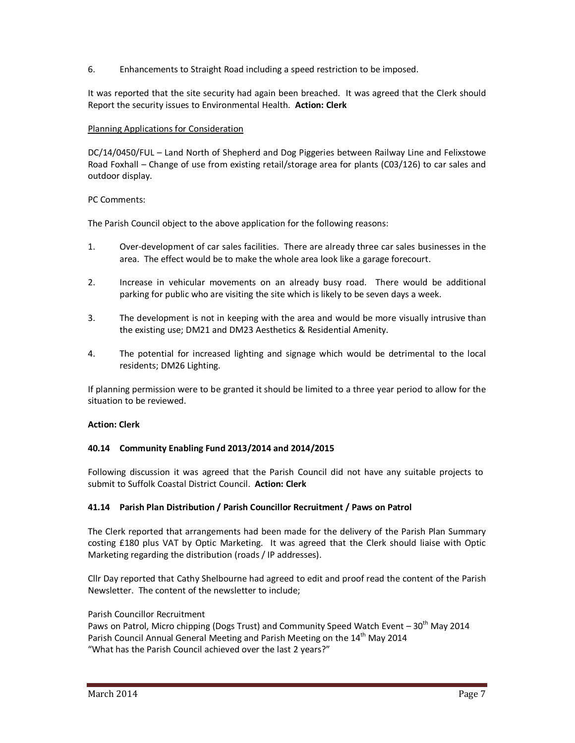6. Enhancements to Straight Road including a speed restriction to be imposed.

It was reported that the site security had again been breached. It was agreed that the Clerk should Report the security issues to Environmental Health. **Action: Clerk**

Planning Applications for Consideration

DC/14/0450/FUL – Land North of Shepherd and Dog Piggeries between Railway Line and Felixstowe Road Foxhall – Change of use from existing retail/storage area for plants (C03/126) to car sales and outdoor display.

PC Comments:

The Parish Council object to the above application for the following reasons:

1. Over-development of car sales facilities. There are already three car sales businesses in the area. The effect would be to make the whole area look like a garage forecourt.

2. Increase in vehicular movements on an already busy road. There would be additional parking for public who are visiting the site which is likely to be seven days a week.

3. The development is not in keeping with the area and would be more visually intrusive than the existing use; DM21 and DM23 Aesthetics & Residential Amenity.

4. The potential for increased lighting and signage which would be detrimental to the local residents; DM26 Lighting.

If planning permission were to be granted it should be limited to a three year period to allow for the situation to be reviewed.

**Action: Clerk**

**40.14 Community Enabling Fund 2013/2014 and 2014/2015**

Following discussion it was agreed that the Parish Council did not have any suitable projects to submit to Suffolk Coastal District Council. **Action: Clerk**

**41.14 Parish Plan Distribution / Parish Councillor Recruitment / Paws on Patrol**

The Clerk reported that arrangements had been made for the delivery of the Parish Plan Summary costing £180 plus VAT by Optic Marketing. It was agreed that the Clerk should liaise with Optic Marketing regarding the distribution (roads / IP addresses).

Cllr Day reported that Cathy Shelbourne had agreed to edit and proof read the content of the Parish Newsletter. The content of the newsletter to include;

Parish Councillor Recruitment
Paws on Patrol, Micro chipping (Dogs Trust) and Community Speed Watch Event – 30th May 2014
Parish Council Annual General Meeting and Parish Meeting on the 14th May 2014
"What has the Parish Council achieved over the last 2 years?"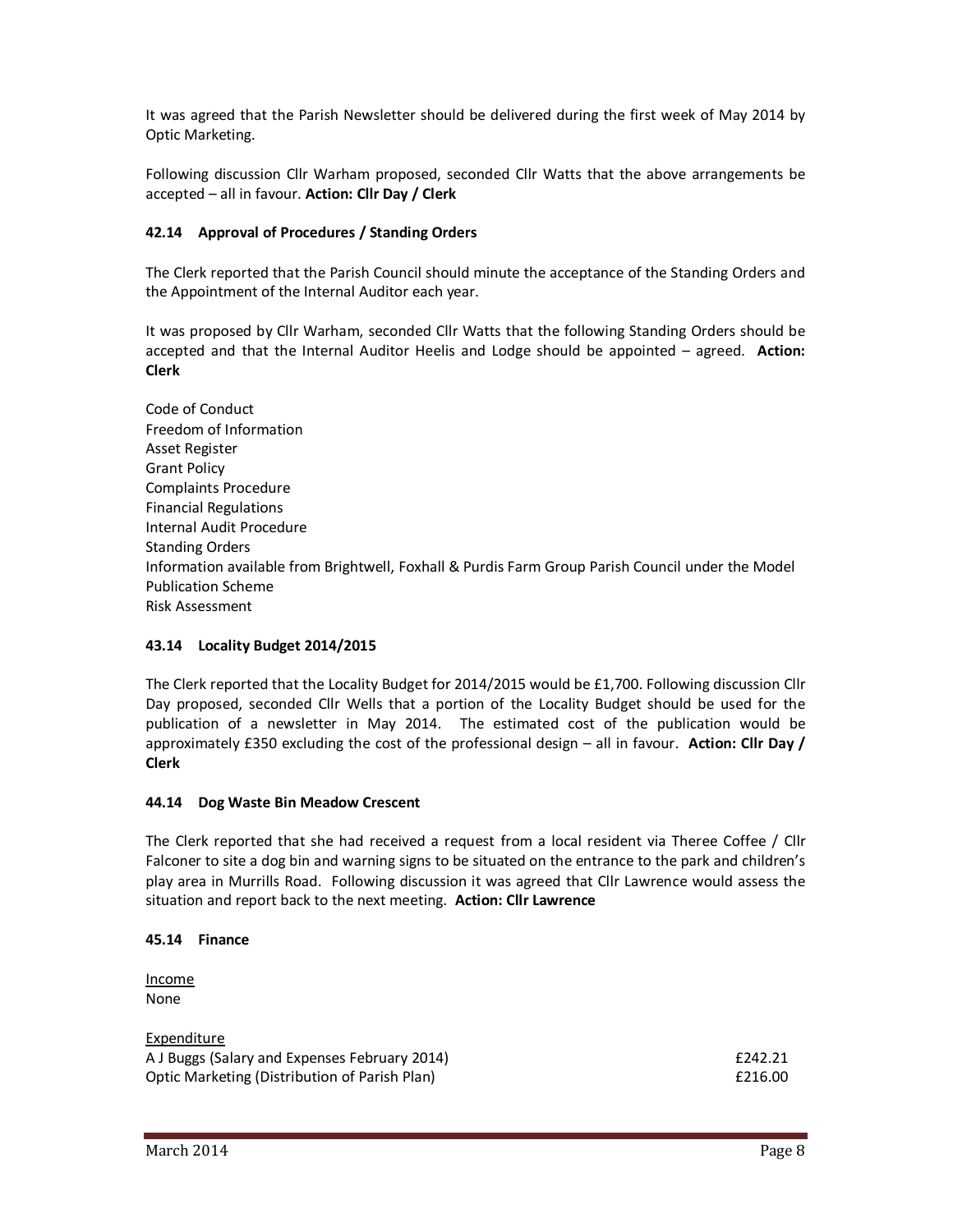It was agreed that the Parish Newsletter should be delivered during the first week of May 2014 by Optic Marketing.

Following discussion Cllr Warham proposed, seconded Cllr Watts that the above arrangements be accepted – all in favour. **Action: Cllr Day / Clerk**

### 42.14 Approval of Procedures / Standing Orders

The Clerk reported that the Parish Council should minute the acceptance of the Standing Orders and the Appointment of the Internal Auditor each year.

It was proposed by Cllr Warham, seconded Cllr Watts that the following Standing Orders should be accepted and that the Internal Auditor Heelis and Lodge should be appointed – agreed. **Action: Clerk**

Code of Conduct
Freedom of Information
Asset Register
Grant Policy
Complaints Procedure
Financial Regulations
Internal Audit Procedure
Standing Orders
Information available from Brightwell, Foxhall & Purdis Farm Group Parish Council under the Model Publication Scheme
Risk Assessment

### 43.14 Locality Budget 2014/2015

The Clerk reported that the Locality Budget for 2014/2015 would be £1,700. Following discussion Cllr Day proposed, seconded Cllr Wells that a portion of the Locality Budget should be used for the publication of a newsletter in May 2014. The estimated cost of the publication would be approximately £350 excluding the cost of the professional design – all in favour. **Action: Cllr Day / Clerk**

### 44.14 Dog Waste Bin Meadow Crescent

The Clerk reported that she had received a request from a local resident via Theree Coffee / Cllr Falconer to site a dog bin and warning signs to be situated on the entrance to the park and children's play area in Murrills Road. Following discussion it was agreed that Cllr Lawrence would assess the situation and report back to the next meeting. **Action: Cllr Lawrence**

### 45.14 Finance

<u>Income</u>
None

<u>Expenditure</u>

| | |
|---|---|
| A J Buggs (Salary and Expenses February 2014) | £242.21 |
| Optic Marketing (Distribution of Parish Plan) | £216.00 |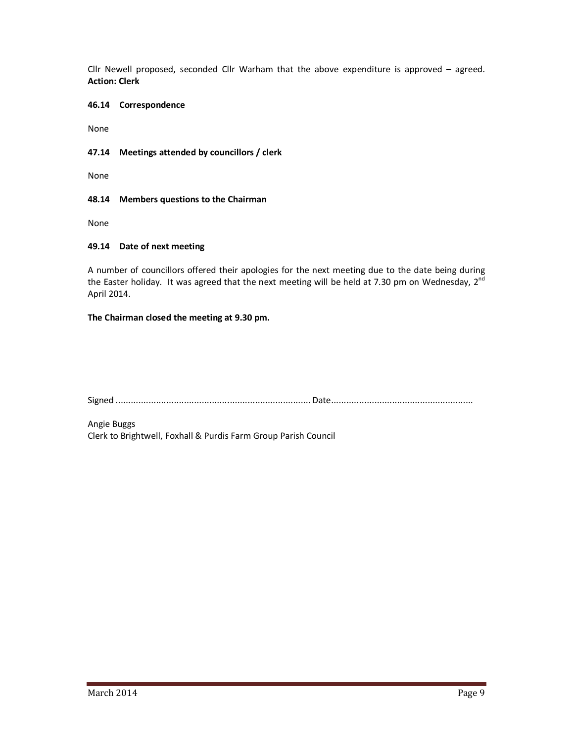Cllr Newell proposed, seconded Cllr Warham that the above expenditure is approved – agreed. **Action: Clerk**

**46.14 Correspondence**

None

**47.14 Meetings attended by councillors / clerk**

None

**48.14 Members questions to the Chairman**

None

**49.14 Date of next meeting**

A number of councillors offered their apologies for the next meeting due to the date being during the Easter holiday. It was agreed that the next meeting will be held at 7.30 pm on Wednesday, 2nd April 2014.

**The Chairman closed the meeting at 9.30 pm.**

Signed ............................................................................ Date.......................................................

Angie Buggs
Clerk to Brightwell, Foxhall & Purdis Farm Group Parish Council